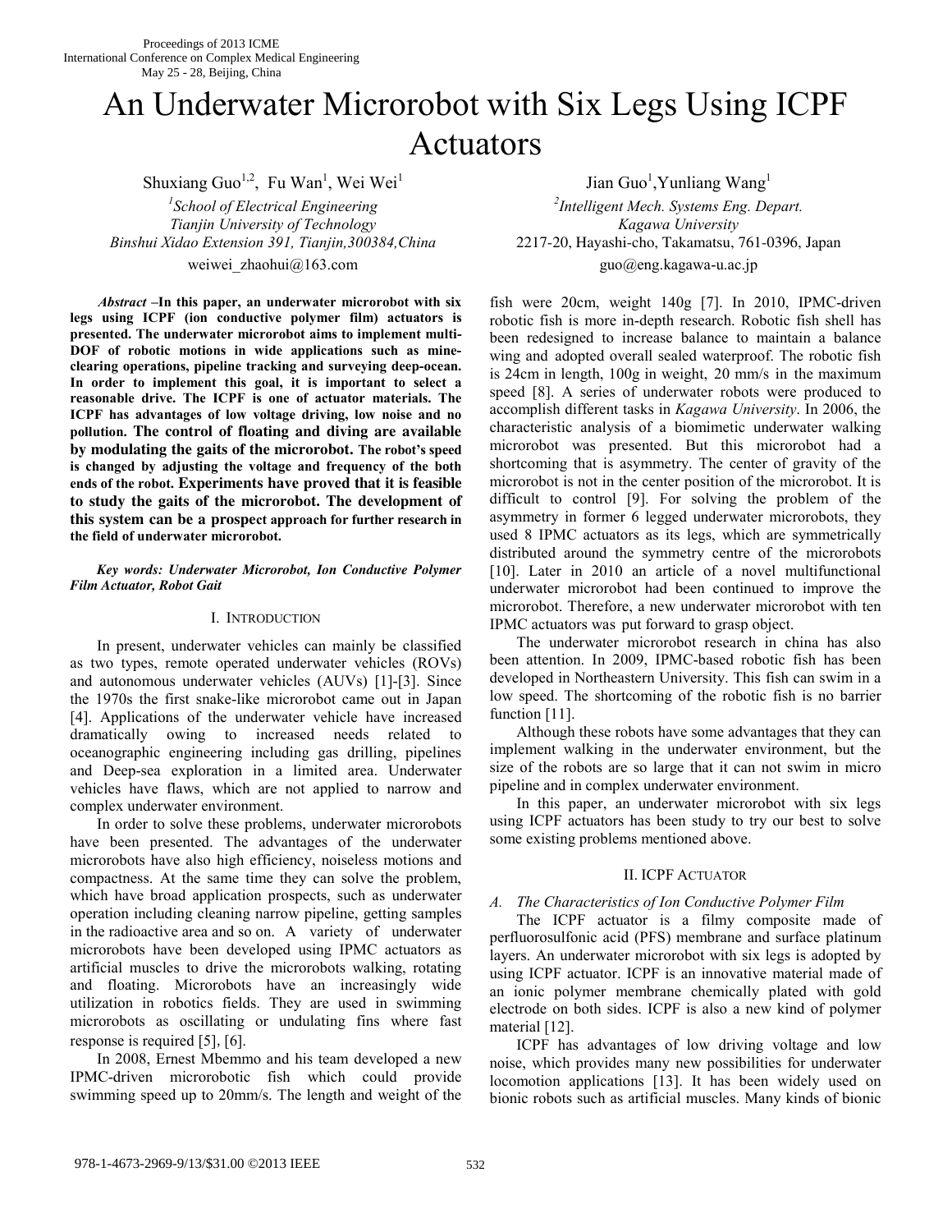# An Underwater Microrobot with Six Legs Using ICPF Actuators

Shuxiang Guo[1,2], Fu Wan[1], Wei Wei[1]

[1]*School of Electrical Engineering*
*Tianjin University of Technology*
*Binshui Xidao Extension 391, Tianjin,300384,China*
weiwei_zhaohui@163.com

Jian Guo[1],Yunliang Wang[1]

[2]*Intelligent Mech. Systems Eng. Depart.*
*Kagawa University*
2217-20, Hayashi-cho, Takamatsu, 761-0396, Japan
guo@eng.kagawa-u.ac.jp

***Abstract*** **–In this paper, an underwater microrobot with six legs using ICPF (ion conductive polymer film) actuators is presented. The underwater microrobot aims to implement multi-DOF of robotic motions in wide applications such as mine-clearing operations, pipeline tracking and surveying deep-ocean. In order to implement this goal, it is important to select a reasonable drive. The ICPF is one of actuator materials. The ICPF has advantages of low voltage driving, low noise and no pollution. The control of floating and diving are available by modulating the gaits of the microrobot. The robot's speed is changed by adjusting the voltage and frequency of the both ends of the robot. Experiments have proved that it is feasible to study the gaits of the microrobot. The development of this system can be a prospect approach for further research in the field of underwater microrobot.**

***Key words: Underwater Microrobot, Ion Conductive Polymer Film Actuator, Robot Gait***

## I. Introduction

In present, underwater vehicles can mainly be classified as two types, remote operated underwater vehicles (ROVs) and autonomous underwater vehicles (AUVs) [1]-[3]. Since the 1970s the first snake-like microrobot came out in Japan [4]. Applications of the underwater vehicle have increased dramatically owing to increased needs related to oceanographic engineering including gas drilling, pipelines and Deep-sea exploration in a limited area. Underwater vehicles have flaws, which are not applied to narrow and complex underwater environment.

In order to solve these problems, underwater microrobots have been presented. The advantages of the underwater microrobots have also high efficiency, noiseless motions and compactness. At the same time they can solve the problem, which have broad application prospects, such as underwater operation including cleaning narrow pipeline, getting samples in the radioactive area and so on. A variety of underwater microrobots have been developed using IPMC actuators as artificial muscles to drive the microrobots walking, rotating and floating. Microrobots have an increasingly wide utilization in robotics fields. They are used in swimming microrobots as oscillating or undulating fins where fast response is required [5], [6].

In 2008, Ernest Mbemmo and his team developed a new IPMC-driven microrobotic fish which could provide swimming speed up to 20mm/s. The length and weight of the fish were 20cm, weight 140g [7]. In 2010, IPMC-driven robotic fish is more in-depth research. Robotic fish shell has been redesigned to increase balance to maintain a balance wing and adopted overall sealed waterproof. The robotic fish is 24cm in length, 100g in weight, 20 mm/s in the maximum speed [8]. A series of underwater robots were produced to accomplish different tasks in *Kagawa University*. In 2006, the characteristic analysis of a biomimetic underwater walking microrobot was presented. But this microrobot had a shortcoming that is asymmetry. The center of gravity of the microrobot is not in the center position of the microrobot. It is difficult to control [9]. For solving the problem of the asymmetry in former 6 legged underwater microrobots, they used 8 IPMC actuators as its legs, which are symmetrically distributed around the symmetry centre of the microrobots [10]. Later in 2010 an article of a novel multifunctional underwater microrobot had been continued to improve the microrobot. Therefore, a new underwater microrobot with ten IPMC actuators was put forward to grasp object.

The underwater microrobot research in china has also been attention. In 2009, IPMC-based robotic fish has been developed in Northeastern University. This fish can swim in a low speed. The shortcoming of the robotic fish is no barrier function [11].

Although these robots have some advantages that they can implement walking in the underwater environment, but the size of the robots are so large that it can not swim in micro pipeline and in complex underwater environment.

In this paper, an underwater microrobot with six legs using ICPF actuators has been study to try our best to solve some existing problems mentioned above.

## II. ICPF Actuator

### *A. The Characteristics of Ion Conductive Polymer Film*

The ICPF actuator is a filmy composite made of perfluorosulfonic acid (PFS) membrane and surface platinum layers. An underwater microrobot with six legs is adopted by using ICPF actuator. ICPF is an innovative material made of an ionic polymer membrane chemically plated with gold electrode on both sides. ICPF is also a new kind of polymer material [12].

ICPF has advantages of low driving voltage and low noise, which provides many new possibilities for underwater locomotion applications [13]. It has been widely used on bionic robots such as artificial muscles. Many kinds of bionic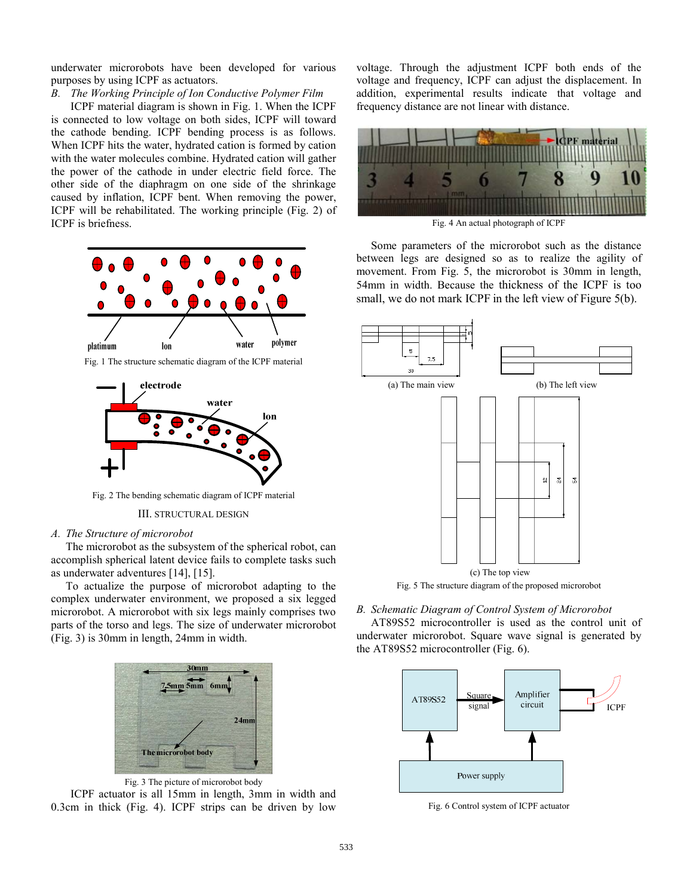underwater microrobots have been developed for various purposes by using ICPF as actuators.

*B. The Working Principle of Ion Conductive Polymer Film*

ICPF material diagram is shown in Fig. 1. When the ICPF is connected to low voltage on both sides, ICPF will toward the cathode bending. ICPF bending process is as follows. When ICPF hits the water, hydrated cation is formed by cation with the water molecules combine. Hydrated cation will gather the power of the cathode in under electric field force. The other side of the diaphragm on one side of the shrinkage caused by inflation, ICPF bent. When removing the power, ICPF will be rehabilitated. The working principle (Fig. 2) of ICPF is briefness.

Fig. 1 The structure schematic diagram of the ICPF material

Fig. 2 The bending schematic diagram of ICPF material

## III. STRUCTURAL DESIGN

*A. The Structure of microrobot*

The microrobot as the subsystem of the spherical robot, can accomplish spherical latent device fails to complete tasks such as underwater adventures [14], [15].

To actualize the purpose of microrobot adapting to the complex underwater environment, we proposed a six legged microrobot. A microrobot with six legs mainly comprises two parts of the torso and legs. The size of underwater microrobot (Fig. 3) is 30mm in length, 24mm in width.

Fig. 3 The picture of microrobot body

ICPF actuator is all 15mm in length, 3mm in width and 0.3cm in thick (Fig. 4). ICPF strips can be driven by low voltage. Through the adjustment ICPF both ends of the voltage and frequency, ICPF can adjust the displacement. In addition, experimental results indicate that voltage and frequency distance are not linear with distance.

Fig. 4 An actual photograph of ICPF

Some parameters of the microrobot such as the distance between legs are designed so as to realize the agility of movement. From Fig. 5, the microrobot is 30mm in length, 54mm in width. Because the thickness of the ICPF is too small, we do not mark ICPF in the left view of Figure 5(b).

(a) The main view

(b) The left view

(c) The top view

Fig. 5 The structure diagram of the proposed microrobot

*B. Schematic Diagram of Control System of Microrobot*

AT89S52 microcontroller is used as the control unit of underwater microrobot. Square wave signal is generated by the AT89S52 microcontroller (Fig. 6).

Fig. 6 Control system of ICPF actuator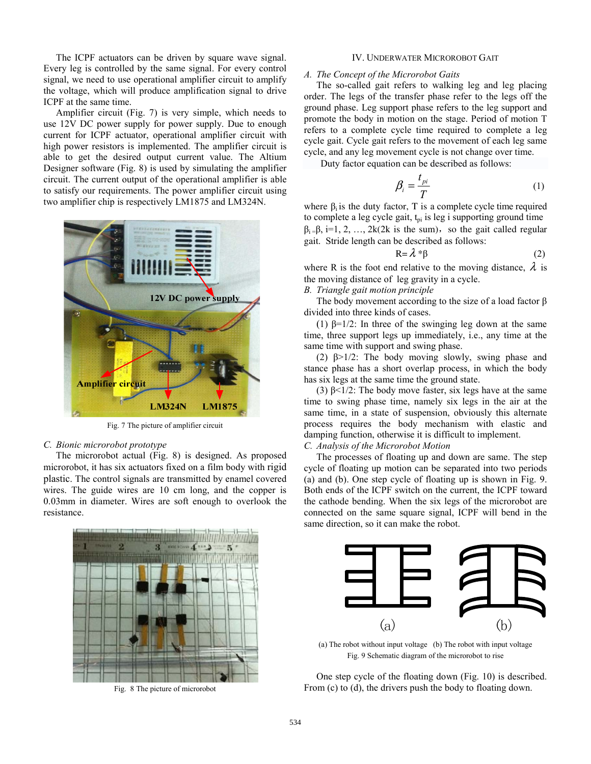The ICPF actuators can be driven by square wave signal. Every leg is controlled by the same signal. For every control signal, we need to use operational amplifier circuit to amplify the voltage, which will produce amplification signal to drive ICPF at the same time.

Amplifier circuit (Fig. 7) is very simple, which needs to use 12V DC power supply for power supply. Due to enough current for ICPF actuator, operational amplifier circuit with high power resistors is implemented. The amplifier circuit is able to get the desired output current value. The Altium Designer software (Fig. 8) is used by simulating the amplifier circuit. The current output of the operational amplifier is able to satisfy our requirements. The power amplifier circuit using two amplifier chip is respectively LM1875 and LM324N.

Fig. 7 The picture of amplifier circuit

### C. Bionic microrobot prototype

The microrobot actual (Fig. 8) is designed. As proposed microrobot, it has six actuators fixed on a film body with rigid plastic. The control signals are transmitted by enamel covered wires. The guide wires are 10 cm long, and the copper is 0.03mm in diameter. Wires are soft enough to overlook the resistance.

Fig. 8 The picture of microrobot

## IV. Underwater Microrobot Gait

### A. The Concept of the Microrobot Gaits

The so-called gait refers to walking leg and leg placing order. The legs of the transfer phase refer to the legs off the ground phase. Leg support phase refers to the leg support and promote the body in motion on the stage. Period of motion T refers to a complete cycle time required to complete a leg cycle gait. Cycle gait refers to the movement of each leg same cycle, and any leg movement cycle is not change over time.

Duty factor equation can be described as follows:

$$\beta_i = \frac{t_{pi}}{T} \tag{1}$$

where $\beta_i$ is the duty factor, T is a complete cycle time required to complete a leg cycle gait, $t_{pi}$ is leg i supporting ground time $\beta_i = \beta$, i=1, 2, …, 2k(2k is the sum), so the gait called regular gait. Stride length can be described as follows:

$$R = \lambda * \beta \tag{2}$$

where R is the foot end relative to the moving distance, $\lambda$ is the moving distance of leg gravity in a cycle.

### B. Triangle gait motion principle

The body movement according to the size of a load factor β divided into three kinds of cases.

(1) β=1/2: In three of the swinging leg down at the same time, three support legs up immediately, i.e., any time at the same time with support and swing phase.

(2) β>1/2: The body moving slowly, swing phase and stance phase has a short overlap process, in which the body has six legs at the same time the ground state.

(3) β<1/2: The body move faster, six legs have at the same time to swing phase time, namely six legs in the air at the same time, in a state of suspension, obviously this alternate process requires the body mechanism with elastic and damping function, otherwise it is difficult to implement.

### C. Analysis of the Microrobot Motion

The processes of floating up and down are same. The step cycle of floating up motion can be separated into two periods (a) and (b). One step cycle of floating up is shown in Fig. 9. Both ends of the ICPF switch on the current, the ICPF toward the cathode bending. When the six legs of the microrobot are connected on the same square signal, ICPF will bend in the same direction, so it can make the robot.

(a) The robot without input voltage (b) The robot with input voltage

Fig. 9 Schematic diagram of the microrobot to rise

One step cycle of the floating down (Fig. 10) is described. From (c) to (d), the drivers push the body to floating down.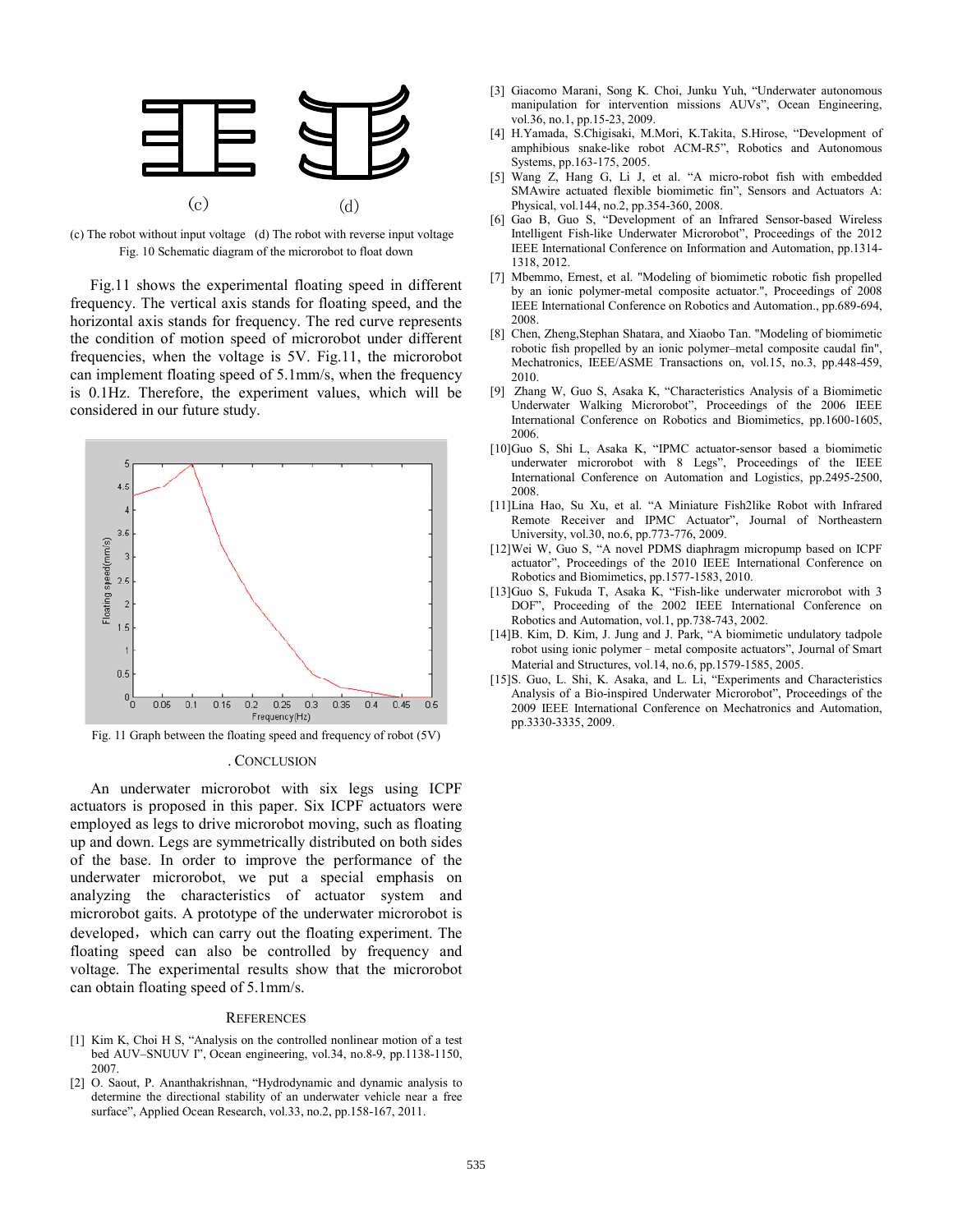(c) (d)

(c) The robot without input voltage (d) The robot with reverse input voltage
Fig. 10 Schematic diagram of the microrobot to float down

Fig.11 shows the experimental floating speed in different frequency. The vertical axis stands for floating speed, and the horizontal axis stands for frequency. The red curve represents the condition of motion speed of microrobot under different frequencies, when the voltage is 5V. Fig.11, the microrobot can implement floating speed of 5.1mm/s, when the frequency is 0.1Hz. Therefore, the experiment values, which will be considered in our future study.

Floating speed(mm/s)
5
4.5
4
3.5
3
2.5
2
1.5
1
0.5
0
0 0.05 0.1 0.15 0.2 0.25 0.3 0.35 0.4 0.45 0.5
Frequency(Hz)

Fig. 11 Graph between the floating speed and frequency of robot (5V)

## . Conclusion

An underwater microrobot with six legs using ICPF actuators is proposed in this paper. Six ICPF actuators were employed as legs to drive microrobot moving, such as floating up and down. Legs are symmetrically distributed on both sides of the base. In order to improve the performance of the underwater microrobot, we put a special emphasis on analyzing the characteristics of actuator system and microrobot gaits. A prototype of the underwater microrobot is developed，which can carry out the floating experiment. The floating speed can also be controlled by frequency and voltage. The experimental results show that the microrobot can obtain floating speed of 5.1mm/s.

## References

[1] Kim K, Choi H S, "Analysis on the controlled nonlinear motion of a test bed AUV–SNUUV I", Ocean engineering, vol.34, no.8-9, pp.1138-1150, 2007.

[2] O. Saout, P. Ananthakrishnan, "Hydrodynamic and dynamic analysis to determine the directional stability of an underwater vehicle near a free surface", Applied Ocean Research, vol.33, no.2, pp.158-167, 2011.

[3] Giacomo Marani, Song K. Choi, Junku Yuh, "Underwater autonomous manipulation for intervention missions AUVs", Ocean Engineering, vol.36, no.1, pp.15-23, 2009.

[4] H.Yamada, S.Chigisaki, M.Mori, K.Takita, S.Hirose, "Development of amphibious snake-like robot ACM-R5", Robotics and Autonomous Systems, pp.163-175, 2005.

[5] Wang Z, Hang G, Li J, et al. "A micro-robot fish with embedded SMAwire actuated flexible biomimetic fin", Sensors and Actuators A: Physical, vol.144, no.2, pp.354-360, 2008.

[6] Gao B, Guo S, "Development of an Infrared Sensor-based Wireless Intelligent Fish-like Underwater Microrobot", Proceedings of the 2012 IEEE International Conference on Information and Automation, pp.1314-1318, 2012.

[7] Mbemmo, Ernest, et al. "Modeling of biomimetic robotic fish propelled by an ionic polymer-metal composite actuator.", Proceedings of 2008 IEEE International Conference on Robotics and Automation., pp.689-694, 2008.

[8] Chen, Zheng,Stephan Shatara, and Xiaobo Tan. "Modeling of biomimetic robotic fish propelled by an ionic polymer–metal composite caudal fin", Mechatronics, IEEE/ASME Transactions on, vol.15, no.3, pp.448-459, 2010.

[9] Zhang W, Guo S, Asaka K, "Characteristics Analysis of a Biomimetic Underwater Walking Microrobot", Proceedings of the 2006 IEEE International Conference on Robotics and Biomimetics, pp.1600-1605, 2006.

[10] Guo S, Shi L, Asaka K, "IPMC actuator-sensor based a biomimetic underwater microrobot with 8 Legs", Proceedings of the IEEE International Conference on Automation and Logistics, pp.2495-2500, 2008.

[11] Lina Hao, Su Xu, et al. "A Miniature Fish2like Robot with Infrared Remote Receiver and IPMC Actuator", Journal of Northeastern University, vol.30, no.6, pp.773-776, 2009.

[12] Wei W, Guo S, "A novel PDMS diaphragm micropump based on ICPF actuator", Proceedings of the 2010 IEEE International Conference on Robotics and Biomimetics, pp.1577-1583, 2010.

[13] Guo S, Fukuda T, Asaka K, "Fish-like underwater microrobot with 3 DOF", Proceeding of the 2002 IEEE International Conference on Robotics and Automation, vol.1, pp.738-743, 2002.

[14] B. Kim, D. Kim, J. Jung and J. Park, "A biomimetic undulatory tadpole robot using ionic polymer–metal composite actuators", Journal of Smart Material and Structures, vol.14, no.6, pp.1579-1585, 2005.

[15] S. Guo, L. Shi, K. Asaka, and L. Li, "Experiments and Characteristics Analysis of a Bio-inspired Underwater Microrobot", Proceedings of the 2009 IEEE International Conference on Mechatronics and Automation, pp.3330-3335, 2009.